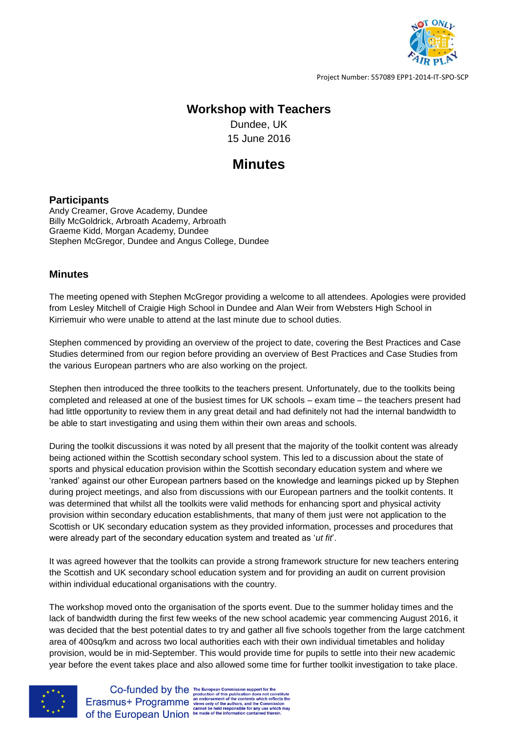Project Number: 557089 EPP1-2014-IT-SPO-SCP

# Workshop with Teachers

Dundee, UK
15 June 2016

# Minutes

## Participants

Andy Creamer, Grove Academy, Dundee
Billy McGoldrick, Arbroath Academy, Arbroath
Graeme Kidd, Morgan Academy, Dundee
Stephen McGregor, Dundee and Angus College, Dundee

## Minutes

The meeting opened with Stephen McGregor providing a welcome to all attendees. Apologies were provided from Lesley Mitchell of Craigie High School in Dundee and Alan Weir from Websters High School in Kirriemuir who were unable to attend at the last minute due to school duties.

Stephen commenced by providing an overview of the project to date, covering the Best Practices and Case Studies determined from our region before providing an overview of Best Practices and Case Studies from the various European partners who are also working on the project.

Stephen then introduced the three toolkits to the teachers present. Unfortunately, due to the toolkits being completed and released at one of the busiest times for UK schools – exam time – the teachers present had had little opportunity to review them in any great detail and had definitely not had the internal bandwidth to be able to start investigating and using them within their own areas and schools.

During the toolkit discussions it was noted by all present that the majority of the toolkit content was already being actioned within the Scottish secondary school system. This led to a discussion about the state of sports and physical education provision within the Scottish secondary education system and where we 'ranked' against our other European partners based on the knowledge and learnings picked up by Stephen during project meetings, and also from discussions with our European partners and the toolkit contents. It was determined that whilst all the toolkits were valid methods for enhancing sport and physical activity provision within secondary education establishments, that many of them just were not application to the Scottish or UK secondary education system as they provided information, processes and procedures that were already part of the secondary education system and treated as '*ut fit*'.

It was agreed however that the toolkits can provide a strong framework structure for new teachers entering the Scottish and UK secondary school education system and for providing an audit on current provision within individual educational organisations with the country.

The workshop moved onto the organisation of the sports event. Due to the summer holiday times and the lack of bandwidth during the first few weeks of the new school academic year commencing August 2016, it was decided that the best potential dates to try and gather all five schools together from the large catchment area of 400sq/km and across two local authorities each with their own individual timetables and holiday provision, would be in mid-September. This would provide time for pupils to settle into their new academic year before the event takes place and also allowed some time for further toolkit investigation to take place.

Co-funded by the Erasmus+ Programme of the European Union

The European Commission support for the production of this publication does not constitute an endorsement of the contents which reflects the views only of the authors, and the Commission cannot be held responsible for any use which may be made of the information contained therein.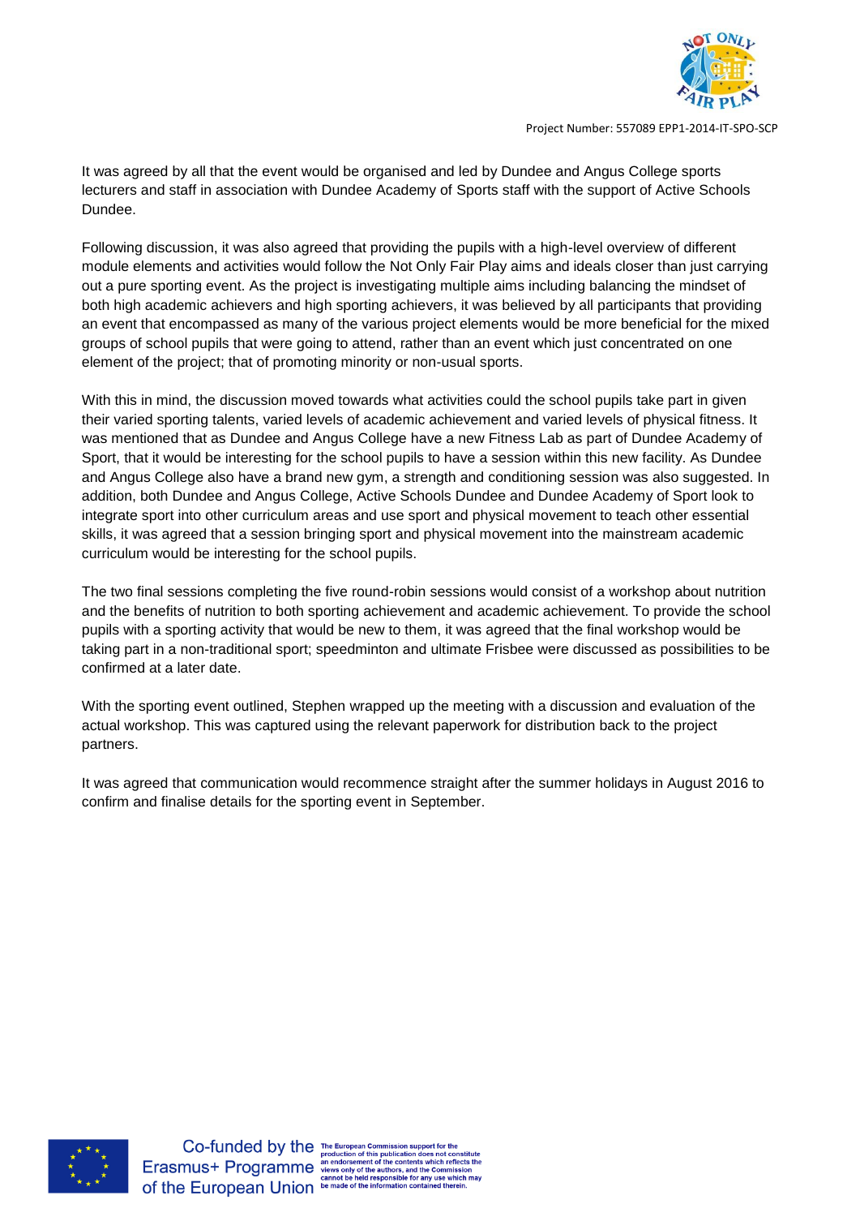It was agreed by all that the event would be organised and led by Dundee and Angus College sports lecturers and staff in association with Dundee Academy of Sports staff with the support of Active Schools Dundee.

Following discussion, it was also agreed that providing the pupils with a high-level overview of different module elements and activities would follow the Not Only Fair Play aims and ideals closer than just carrying out a pure sporting event. As the project is investigating multiple aims including balancing the mindset of both high academic achievers and high sporting achievers, it was believed by all participants that providing an event that encompassed as many of the various project elements would be more beneficial for the mixed groups of school pupils that were going to attend, rather than an event which just concentrated on one element of the project; that of promoting minority or non-usual sports.

With this in mind, the discussion moved towards what activities could the school pupils take part in given their varied sporting talents, varied levels of academic achievement and varied levels of physical fitness. It was mentioned that as Dundee and Angus College have a new Fitness Lab as part of Dundee Academy of Sport, that it would be interesting for the school pupils to have a session within this new facility. As Dundee and Angus College also have a brand new gym, a strength and conditioning session was also suggested. In addition, both Dundee and Angus College, Active Schools Dundee and Dundee Academy of Sport look to integrate sport into other curriculum areas and use sport and physical movement to teach other essential skills, it was agreed that a session bringing sport and physical movement into the mainstream academic curriculum would be interesting for the school pupils.

The two final sessions completing the five round-robin sessions would consist of a workshop about nutrition and the benefits of nutrition to both sporting achievement and academic achievement. To provide the school pupils with a sporting activity that would be new to them, it was agreed that the final workshop would be taking part in a non-traditional sport; speedminton and ultimate Frisbee were discussed as possibilities to be confirmed at a later date.

With the sporting event outlined, Stephen wrapped up the meeting with a discussion and evaluation of the actual workshop. This was captured using the relevant paperwork for distribution back to the project partners.

It was agreed that communication would recommence straight after the summer holidays in August 2016 to confirm and finalise details for the sporting event in September.